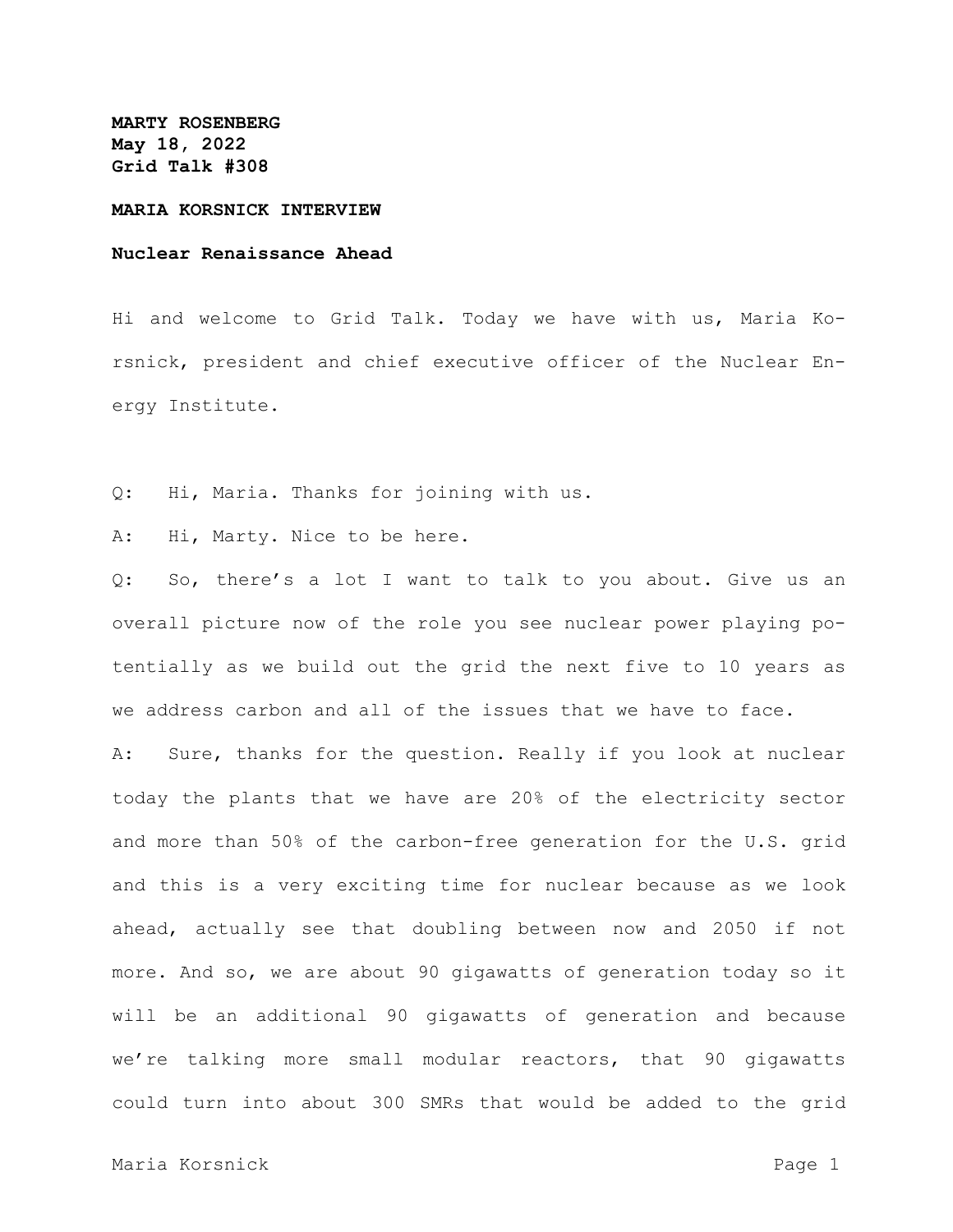**MARTY ROSENBERG**
**May 18, 2022**
**Grid Talk #308**

**MARIA KORSNICK INTERVIEW**

**Nuclear Renaissance Ahead**

Hi and welcome to Grid Talk. Today we have with us, Maria Korsnick, president and chief executive officer of the Nuclear Energy Institute.

Q: Hi, Maria. Thanks for joining with us.

A: Hi, Marty. Nice to be here.

Q: So, there's a lot I want to talk to you about. Give us an overall picture now of the role you see nuclear power playing potentially as we build out the grid the next five to 10 years as we address carbon and all of the issues that we have to face.

A: Sure, thanks for the question. Really if you look at nuclear today the plants that we have are 20% of the electricity sector and more than 50% of the carbon-free generation for the U.S. grid and this is a very exciting time for nuclear because as we look ahead, actually see that doubling between now and 2050 if not more. And so, we are about 90 gigawatts of generation today so it will be an additional 90 gigawatts of generation and because we're talking more small modular reactors, that 90 gigawatts could turn into about 300 SMRs that would be added to the grid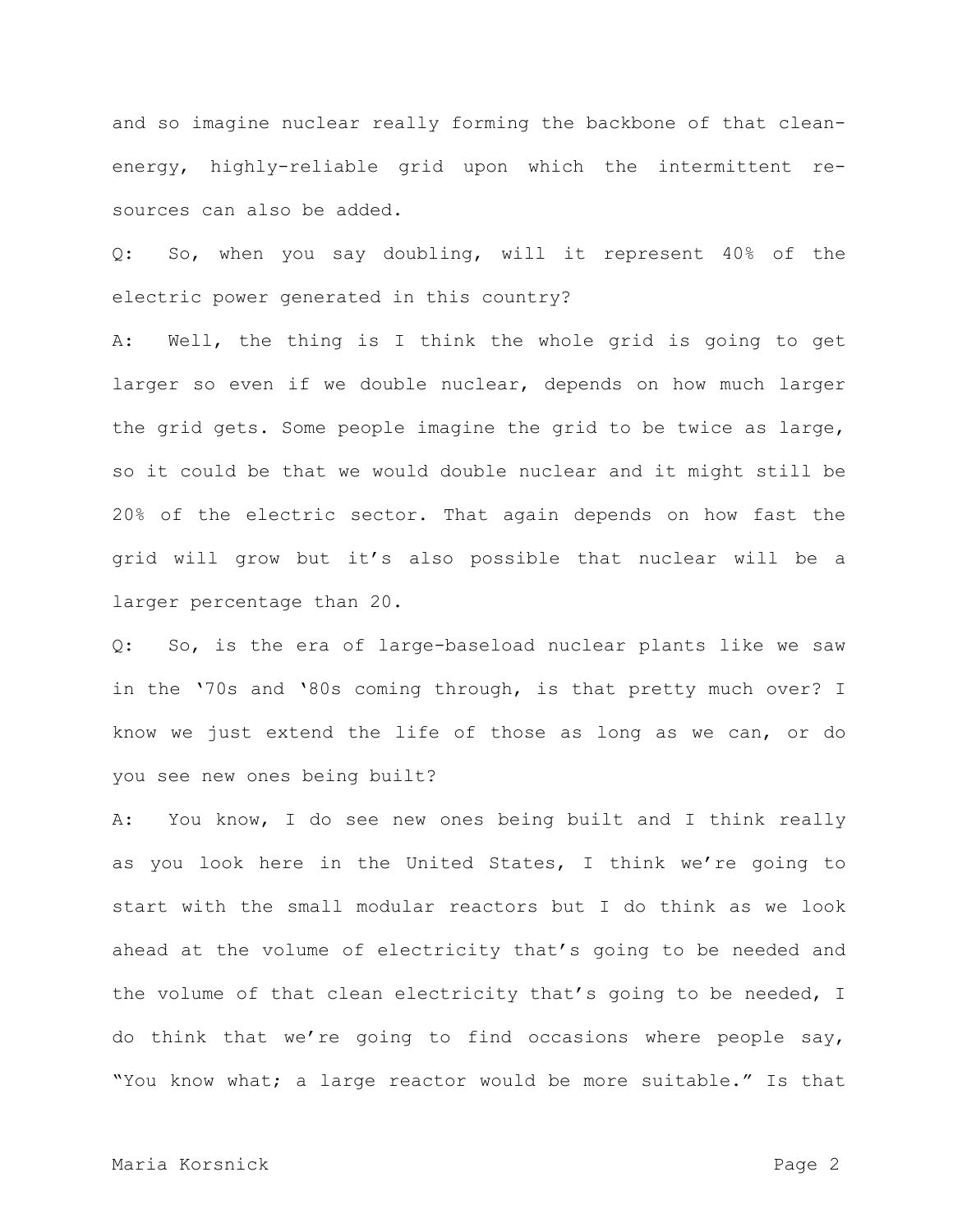and so imagine nuclear really forming the backbone of that clean-energy, highly-reliable grid upon which the intermittent resources can also be added.

Q: So, when you say doubling, will it represent 40% of the electric power generated in this country?

A: Well, the thing is I think the whole grid is going to get larger so even if we double nuclear, depends on how much larger the grid gets. Some people imagine the grid to be twice as large, so it could be that we would double nuclear and it might still be 20% of the electric sector. That again depends on how fast the grid will grow but it's also possible that nuclear will be a larger percentage than 20.

Q: So, is the era of large-baseload nuclear plants like we saw in the '70s and '80s coming through, is that pretty much over? I know we just extend the life of those as long as we can, or do you see new ones being built?

A: You know, I do see new ones being built and I think really as you look here in the United States, I think we're going to start with the small modular reactors but I do think as we look ahead at the volume of electricity that's going to be needed and the volume of that clean electricity that's going to be needed, I do think that we're going to find occasions where people say, "You know what; a large reactor would be more suitable." Is that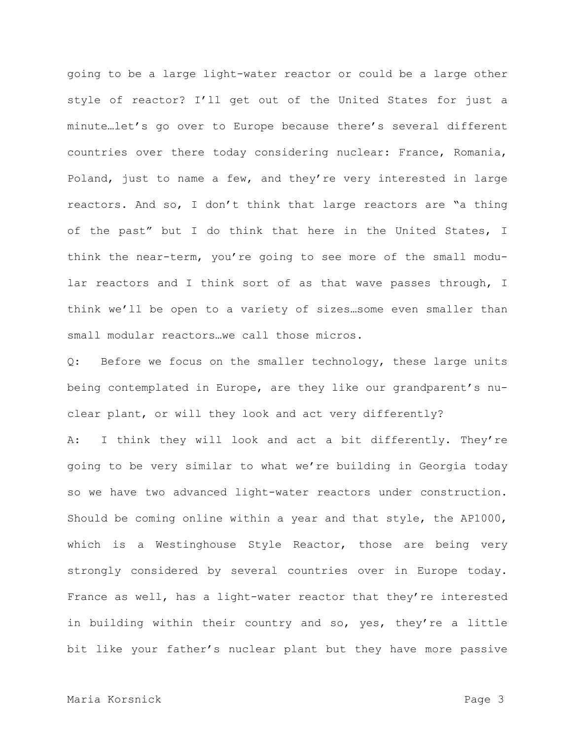going to be a large light-water reactor or could be a large other style of reactor? I'll get out of the United States for just a minute…let's go over to Europe because there's several different countries over there today considering nuclear: France, Romania, Poland, just to name a few, and they're very interested in large reactors. And so, I don't think that large reactors are "a thing of the past" but I do think that here in the United States, I think the near-term, you're going to see more of the small modular reactors and I think sort of as that wave passes through, I think we'll be open to a variety of sizes…some even smaller than small modular reactors…we call those micros.

Q: Before we focus on the smaller technology, these large units being contemplated in Europe, are they like our grandparent's nuclear plant, or will they look and act very differently?

A: I think they will look and act a bit differently. They're going to be very similar to what we're building in Georgia today so we have two advanced light-water reactors under construction. Should be coming online within a year and that style, the AP1000, which is a Westinghouse Style Reactor, those are being very strongly considered by several countries over in Europe today. France as well, has a light-water reactor that they're interested in building within their country and so, yes, they're a little bit like your father's nuclear plant but they have more passive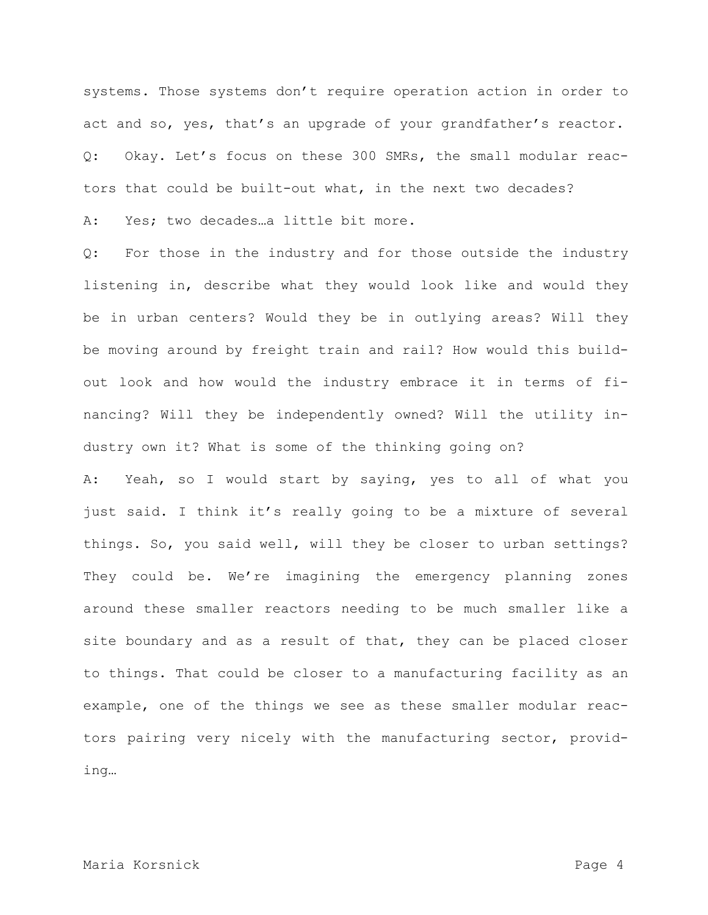systems. Those systems don't require operation action in order to act and so, yes, that's an upgrade of your grandfather's reactor.

Q: Okay. Let's focus on these 300 SMRs, the small modular reactors that could be built-out what, in the next two decades?

A: Yes; two decades…a little bit more.

Q: For those in the industry and for those outside the industry listening in, describe what they would look like and would they be in urban centers? Would they be in outlying areas? Will they be moving around by freight train and rail? How would this build-out look and how would the industry embrace it in terms of financing? Will they be independently owned? Will the utility industry own it? What is some of the thinking going on?

A: Yeah, so I would start by saying, yes to all of what you just said. I think it's really going to be a mixture of several things. So, you said well, will they be closer to urban settings? They could be. We're imagining the emergency planning zones around these smaller reactors needing to be much smaller like a site boundary and as a result of that, they can be placed closer to things. That could be closer to a manufacturing facility as an example, one of the things we see as these smaller modular reactors pairing very nicely with the manufacturing sector, providing…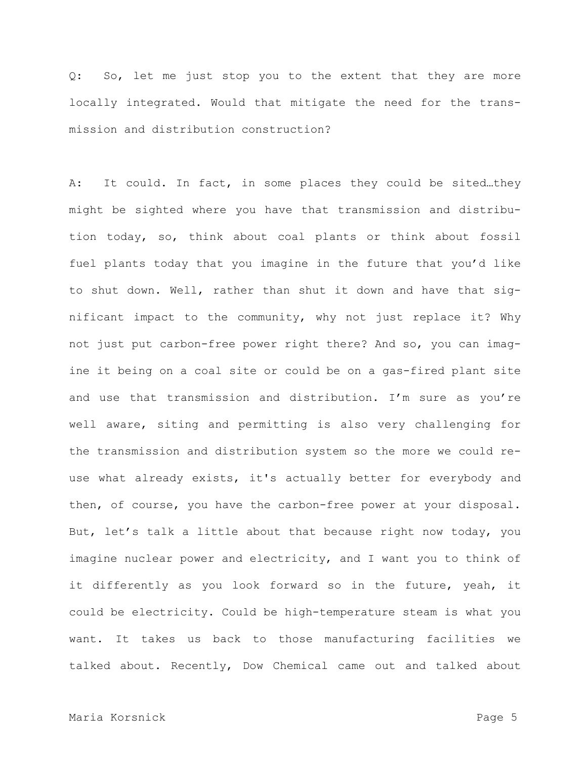Q: So, let me just stop you to the extent that they are more locally integrated. Would that mitigate the need for the transmission and distribution construction?

A: It could. In fact, in some places they could be sited…they might be sighted where you have that transmission and distribution today, so, think about coal plants or think about fossil fuel plants today that you imagine in the future that you'd like to shut down. Well, rather than shut it down and have that significant impact to the community, why not just replace it? Why not just put carbon-free power right there? And so, you can imagine it being on a coal site or could be on a gas-fired plant site and use that transmission and distribution. I'm sure as you're well aware, siting and permitting is also very challenging for the transmission and distribution system so the more we could reuse what already exists, it's actually better for everybody and then, of course, you have the carbon-free power at your disposal. But, let's talk a little about that because right now today, you imagine nuclear power and electricity, and I want you to think of it differently as you look forward so in the future, yeah, it could be electricity. Could be high-temperature steam is what you want. It takes us back to those manufacturing facilities we talked about. Recently, Dow Chemical came out and talked about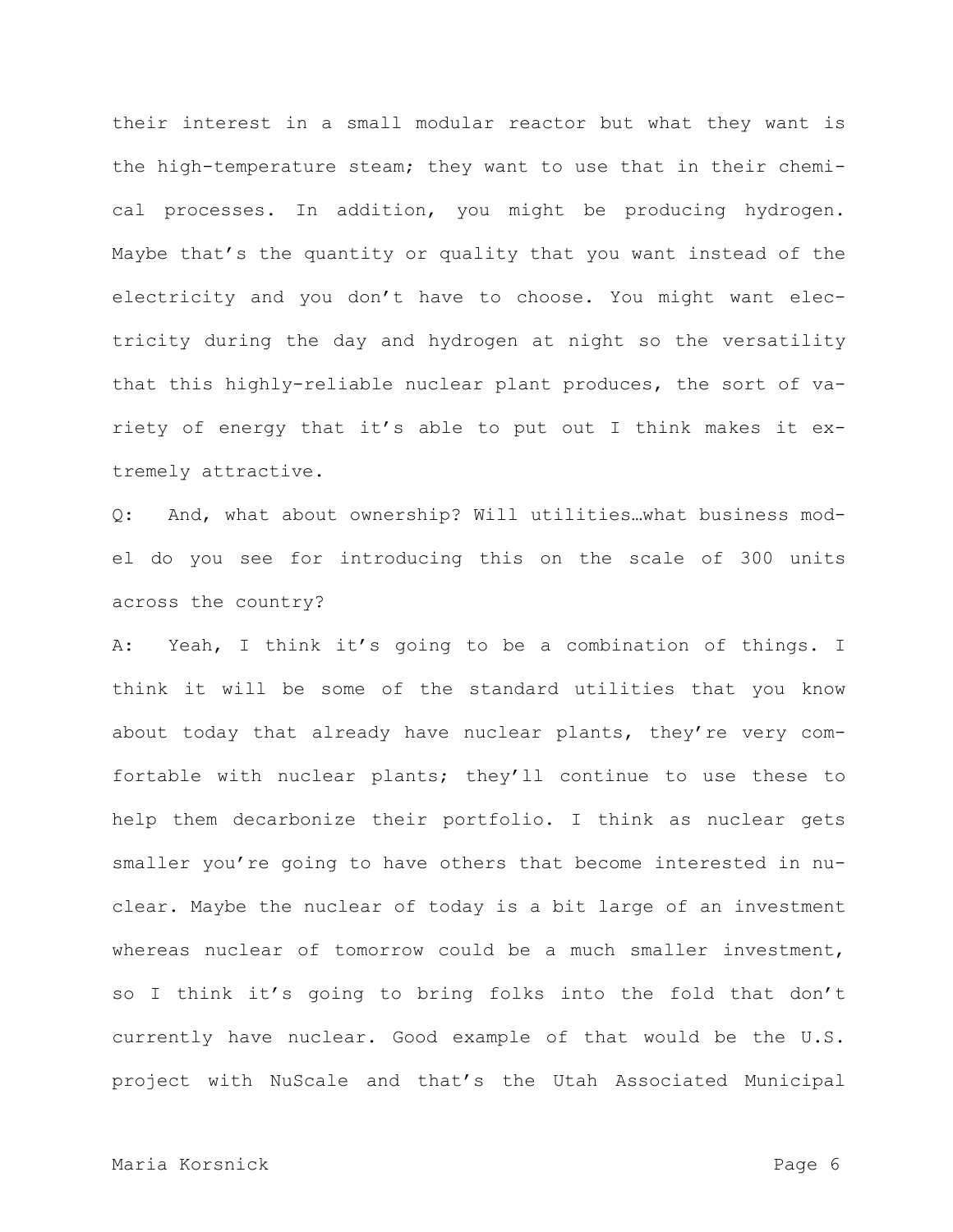their interest in a small modular reactor but what they want is the high-temperature steam; they want to use that in their chemical processes. In addition, you might be producing hydrogen. Maybe that's the quantity or quality that you want instead of the electricity and you don't have to choose. You might want electricity during the day and hydrogen at night so the versatility that this highly-reliable nuclear plant produces, the sort of variety of energy that it's able to put out I think makes it extremely attractive.

Q: And, what about ownership? Will utilities…what business model do you see for introducing this on the scale of 300 units across the country?

A: Yeah, I think it's going to be a combination of things. I think it will be some of the standard utilities that you know about today that already have nuclear plants, they're very comfortable with nuclear plants; they'll continue to use these to help them decarbonize their portfolio. I think as nuclear gets smaller you're going to have others that become interested in nuclear. Maybe the nuclear of today is a bit large of an investment whereas nuclear of tomorrow could be a much smaller investment, so I think it's going to bring folks into the fold that don't currently have nuclear. Good example of that would be the U.S. project with NuScale and that's the Utah Associated Municipal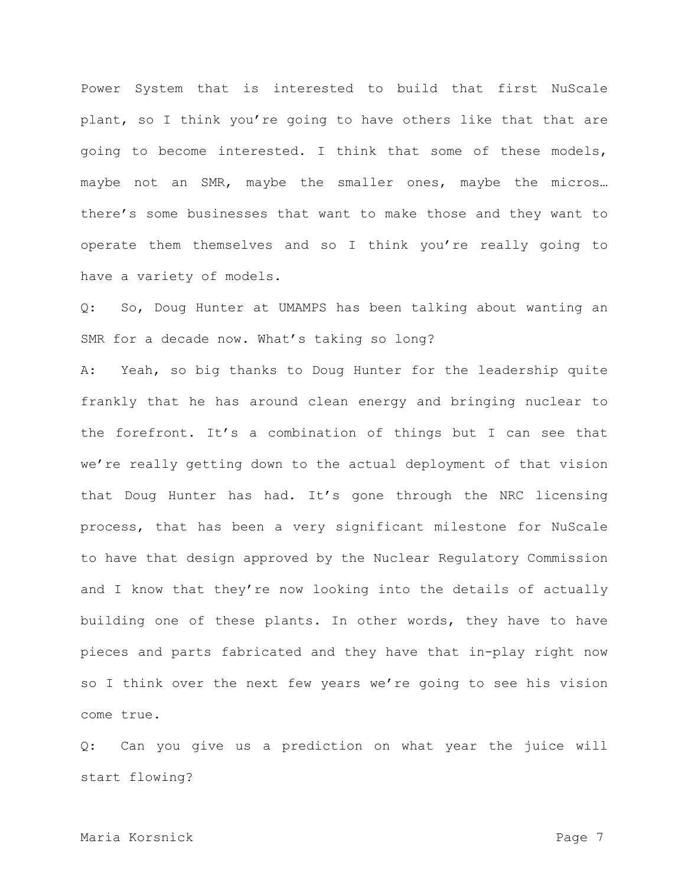Power System that is interested to build that first NuScale plant, so I think you're going to have others like that that are going to become interested. I think that some of these models, maybe not an SMR, maybe the smaller ones, maybe the micros… there's some businesses that want to make those and they want to operate them themselves and so I think you're really going to have a variety of models.

Q: So, Doug Hunter at UMAMPS has been talking about wanting an SMR for a decade now. What's taking so long?

A: Yeah, so big thanks to Doug Hunter for the leadership quite frankly that he has around clean energy and bringing nuclear to the forefront. It's a combination of things but I can see that we're really getting down to the actual deployment of that vision that Doug Hunter has had. It's gone through the NRC licensing process, that has been a very significant milestone for NuScale to have that design approved by the Nuclear Regulatory Commission and I know that they're now looking into the details of actually building one of these plants. In other words, they have to have pieces and parts fabricated and they have that in-play right now so I think over the next few years we're going to see his vision come true.

Q: Can you give us a prediction on what year the juice will start flowing?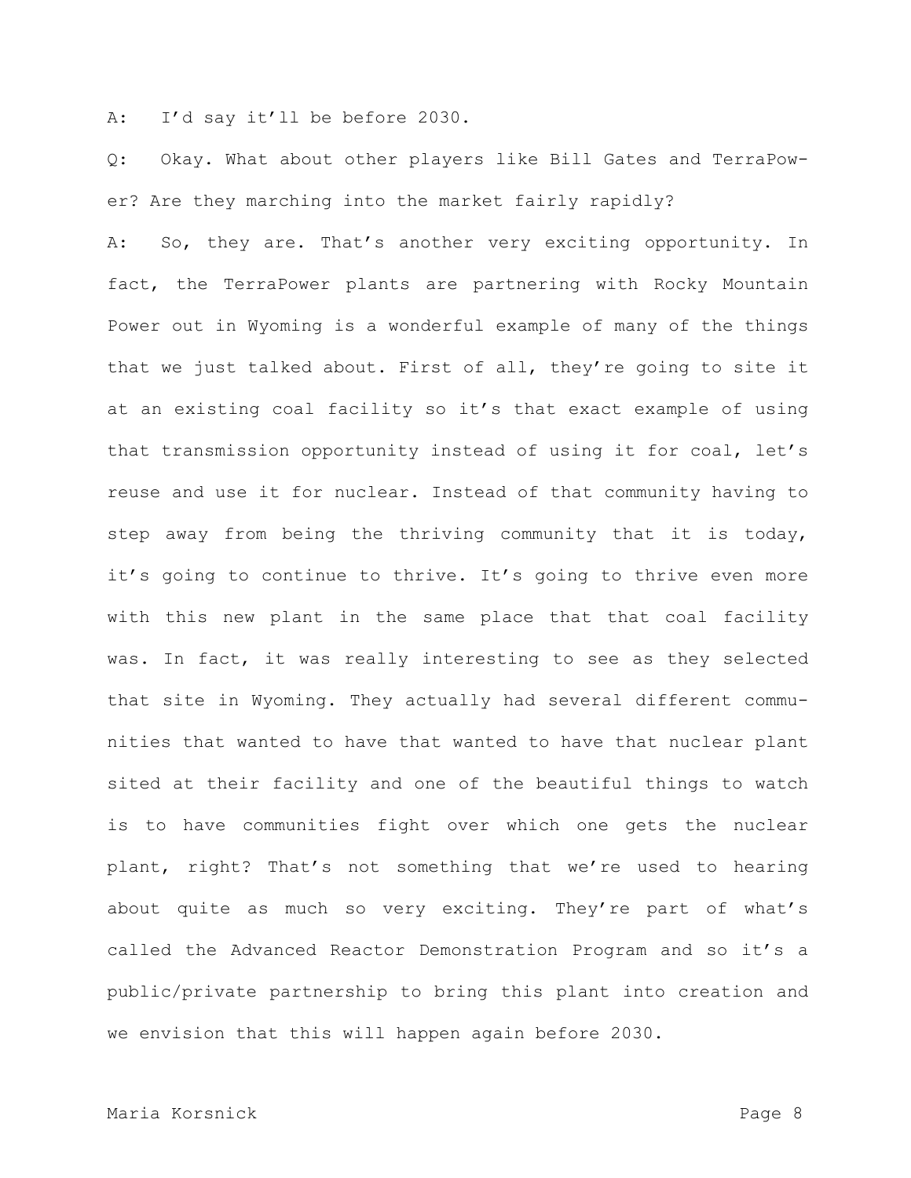A: I'd say it'll be before 2030.

Q: Okay. What about other players like Bill Gates and TerraPower? Are they marching into the market fairly rapidly?

A: So, they are. That's another very exciting opportunity. In fact, the TerraPower plants are partnering with Rocky Mountain Power out in Wyoming is a wonderful example of many of the things that we just talked about. First of all, they're going to site it at an existing coal facility so it's that exact example of using that transmission opportunity instead of using it for coal, let's reuse and use it for nuclear. Instead of that community having to step away from being the thriving community that it is today, it's going to continue to thrive. It's going to thrive even more with this new plant in the same place that that coal facility was. In fact, it was really interesting to see as they selected that site in Wyoming. They actually had several different communities that wanted to have that wanted to have that nuclear plant sited at their facility and one of the beautiful things to watch is to have communities fight over which one gets the nuclear plant, right? That's not something that we're used to hearing about quite as much so very exciting. They're part of what's called the Advanced Reactor Demonstration Program and so it's a public/private partnership to bring this plant into creation and we envision that this will happen again before 2030.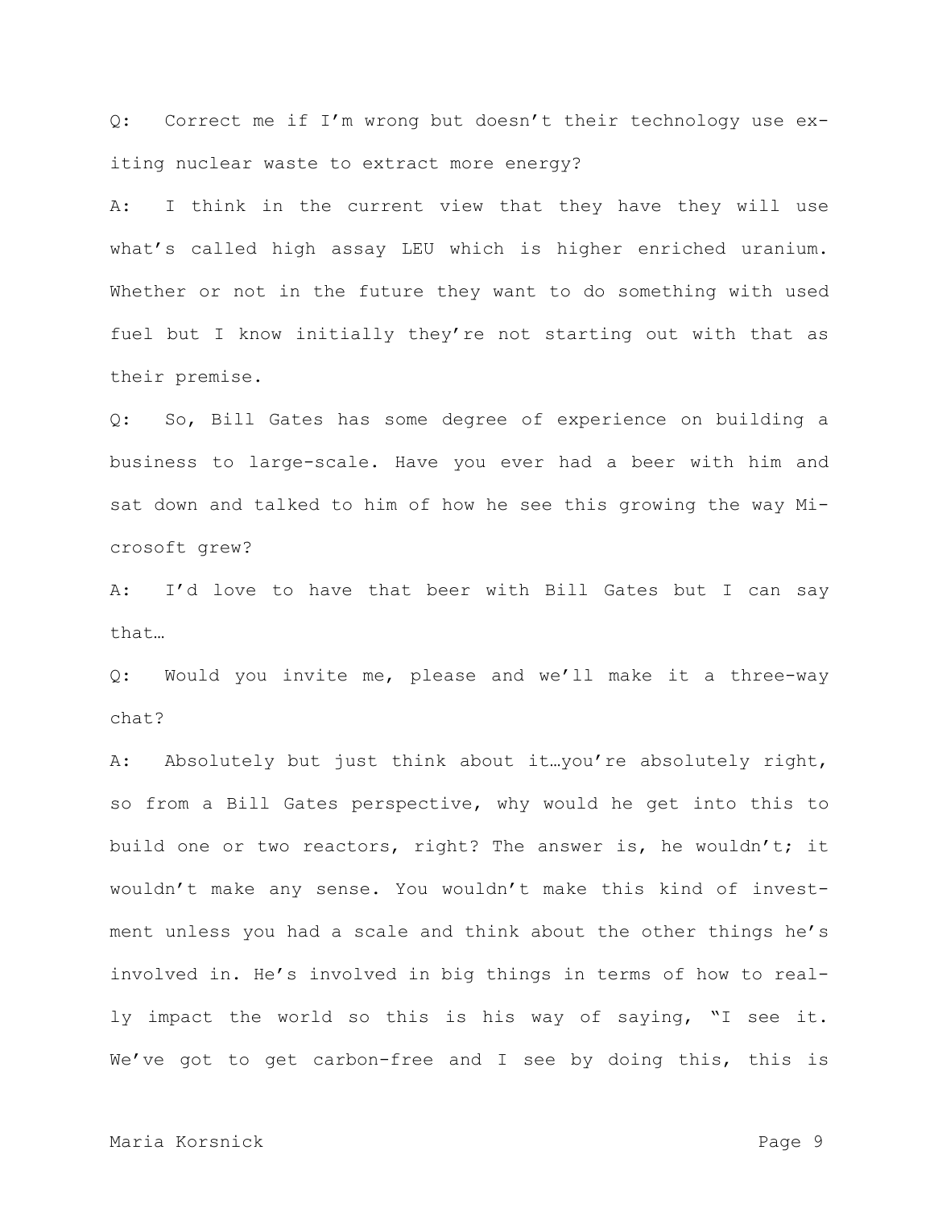Q: Correct me if I'm wrong but doesn't their technology use exiting nuclear waste to extract more energy?

A: I think in the current view that they have they will use what's called high assay LEU which is higher enriched uranium. Whether or not in the future they want to do something with used fuel but I know initially they're not starting out with that as their premise.

Q: So, Bill Gates has some degree of experience on building a business to large-scale. Have you ever had a beer with him and sat down and talked to him of how he see this growing the way Microsoft grew?

A: I'd love to have that beer with Bill Gates but I can say that…

Q: Would you invite me, please and we'll make it a three-way chat?

A: Absolutely but just think about it…you're absolutely right, so from a Bill Gates perspective, why would he get into this to build one or two reactors, right? The answer is, he wouldn't; it wouldn't make any sense. You wouldn't make this kind of investment unless you had a scale and think about the other things he's involved in. He's involved in big things in terms of how to really impact the world so this is his way of saying, "I see it. We've got to get carbon-free and I see by doing this, this is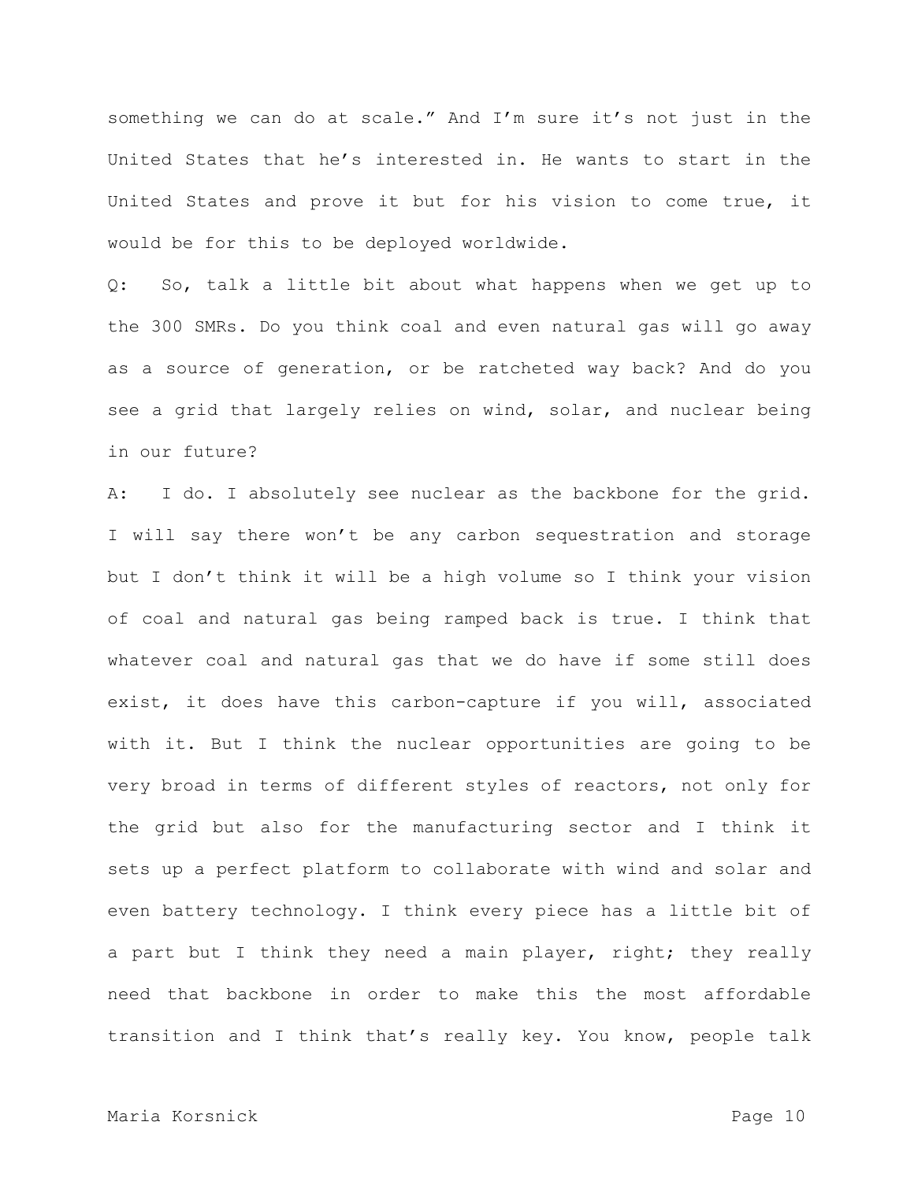something we can do at scale." And I'm sure it's not just in the United States that he's interested in. He wants to start in the United States and prove it but for his vision to come true, it would be for this to be deployed worldwide.

Q: So, talk a little bit about what happens when we get up to the 300 SMRs. Do you think coal and even natural gas will go away as a source of generation, or be ratcheted way back? And do you see a grid that largely relies on wind, solar, and nuclear being in our future?

A: I do. I absolutely see nuclear as the backbone for the grid. I will say there won't be any carbon sequestration and storage but I don't think it will be a high volume so I think your vision of coal and natural gas being ramped back is true. I think that whatever coal and natural gas that we do have if some still does exist, it does have this carbon-capture if you will, associated with it. But I think the nuclear opportunities are going to be very broad in terms of different styles of reactors, not only for the grid but also for the manufacturing sector and I think it sets up a perfect platform to collaborate with wind and solar and even battery technology. I think every piece has a little bit of a part but I think they need a main player, right; they really need that backbone in order to make this the most affordable transition and I think that's really key. You know, people talk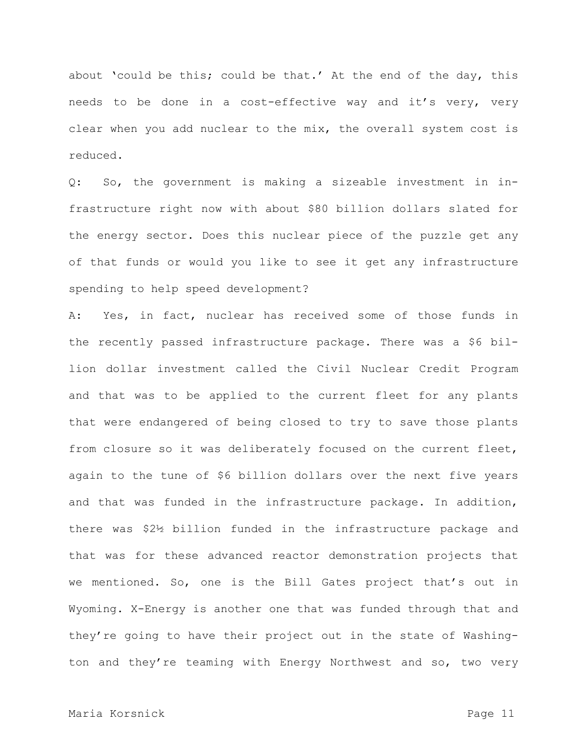about 'could be this; could be that.' At the end of the day, this needs to be done in a cost-effective way and it's very, very clear when you add nuclear to the mix, the overall system cost is reduced.

Q: So, the government is making a sizeable investment in infrastructure right now with about $80 billion dollars slated for the energy sector. Does this nuclear piece of the puzzle get any of that funds or would you like to see it get any infrastructure spending to help speed development?

A: Yes, in fact, nuclear has received some of those funds in the recently passed infrastructure package. There was a $6 billion dollar investment called the Civil Nuclear Credit Program and that was to be applied to the current fleet for any plants that were endangered of being closed to try to save those plants from closure so it was deliberately focused on the current fleet, again to the tune of $6 billion dollars over the next five years and that was funded in the infrastructure package. In addition, there was $2½ billion funded in the infrastructure package and that was for these advanced reactor demonstration projects that we mentioned. So, one is the Bill Gates project that's out in Wyoming. X-Energy is another one that was funded through that and they're going to have their project out in the state of Washington and they're teaming with Energy Northwest and so, two very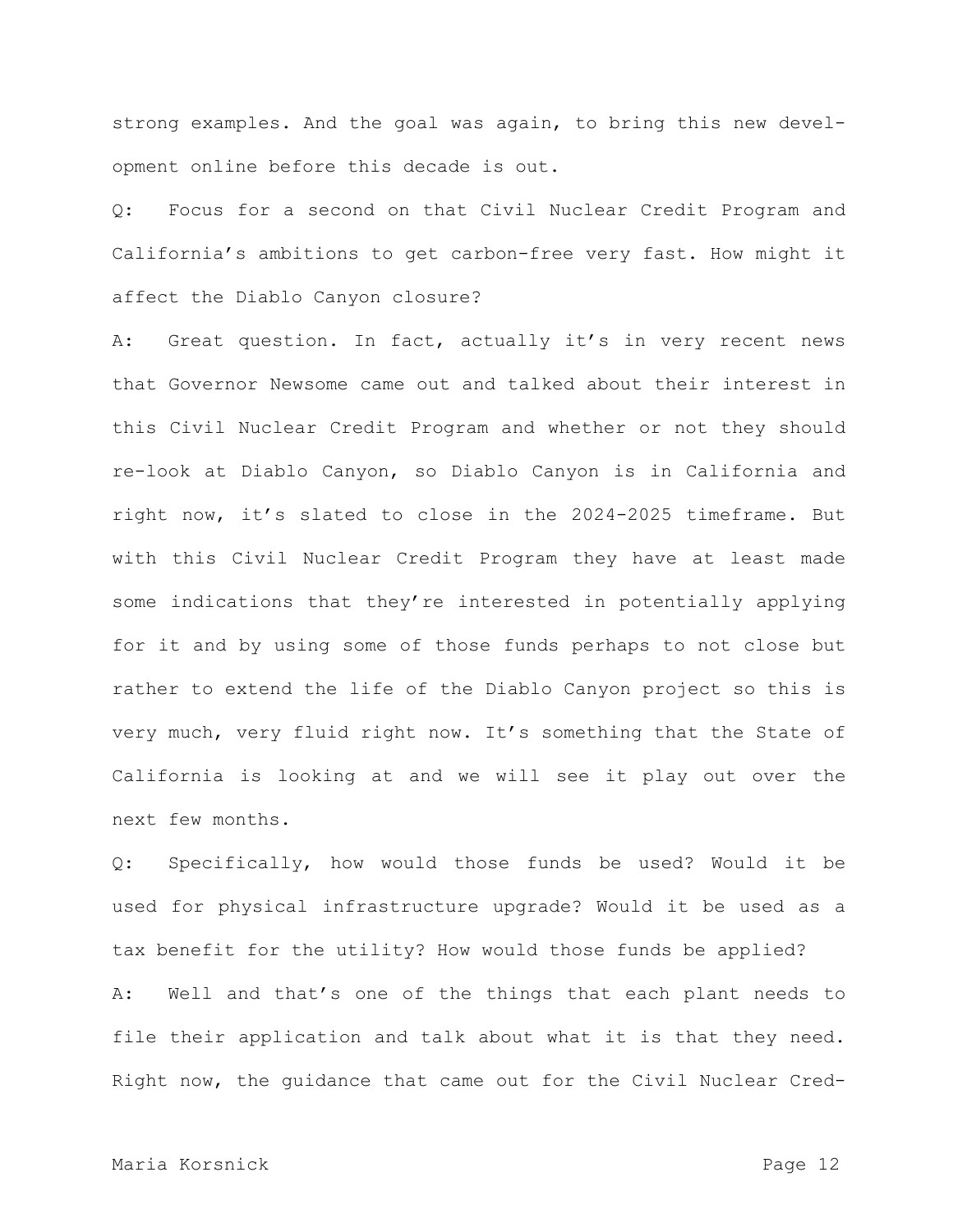strong examples. And the goal was again, to bring this new development online before this decade is out.

Q: Focus for a second on that Civil Nuclear Credit Program and California's ambitions to get carbon-free very fast. How might it affect the Diablo Canyon closure?

A: Great question. In fact, actually it's in very recent news that Governor Newsome came out and talked about their interest in this Civil Nuclear Credit Program and whether or not they should re-look at Diablo Canyon, so Diablo Canyon is in California and right now, it's slated to close in the 2024-2025 timeframe. But with this Civil Nuclear Credit Program they have at least made some indications that they're interested in potentially applying for it and by using some of those funds perhaps to not close but rather to extend the life of the Diablo Canyon project so this is very much, very fluid right now. It's something that the State of California is looking at and we will see it play out over the next few months.

Q: Specifically, how would those funds be used? Would it be used for physical infrastructure upgrade? Would it be used as a tax benefit for the utility? How would those funds be applied?

A: Well and that's one of the things that each plant needs to file their application and talk about what it is that they need. Right now, the guidance that came out for the Civil Nuclear Cred-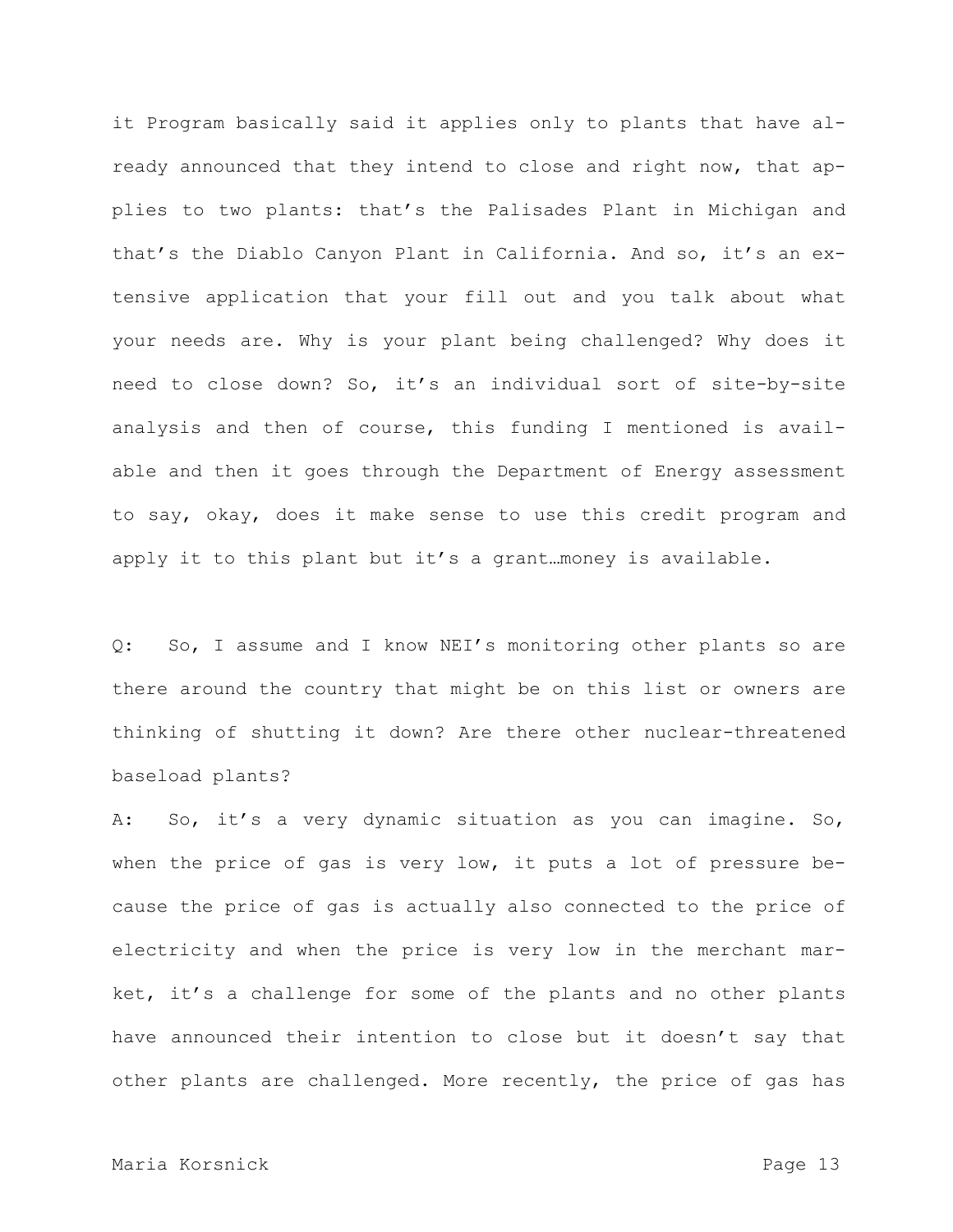it Program basically said it applies only to plants that have already announced that they intend to close and right now, that applies to two plants: that's the Palisades Plant in Michigan and that's the Diablo Canyon Plant in California. And so, it's an extensive application that your fill out and you talk about what your needs are. Why is your plant being challenged? Why does it need to close down? So, it's an individual sort of site-by-site analysis and then of course, this funding I mentioned is available and then it goes through the Department of Energy assessment to say, okay, does it make sense to use this credit program and apply it to this plant but it's a grant…money is available.

Q: So, I assume and I know NEI's monitoring other plants so are there around the country that might be on this list or owners are thinking of shutting it down? Are there other nuclear-threatened baseload plants?

A: So, it's a very dynamic situation as you can imagine. So, when the price of gas is very low, it puts a lot of pressure because the price of gas is actually also connected to the price of electricity and when the price is very low in the merchant market, it's a challenge for some of the plants and no other plants have announced their intention to close but it doesn't say that other plants are challenged. More recently, the price of gas has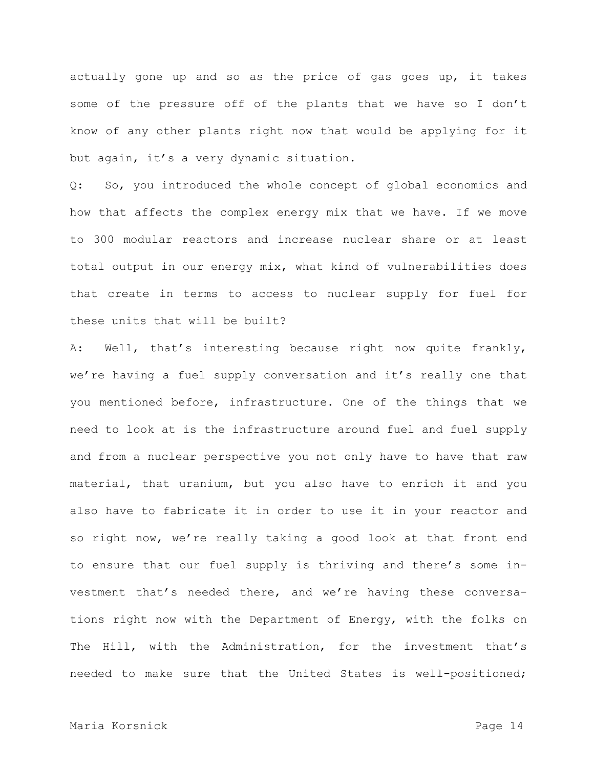actually gone up and so as the price of gas goes up, it takes some of the pressure off of the plants that we have so I don't know of any other plants right now that would be applying for it but again, it's a very dynamic situation.

Q: So, you introduced the whole concept of global economics and how that affects the complex energy mix that we have. If we move to 300 modular reactors and increase nuclear share or at least total output in our energy mix, what kind of vulnerabilities does that create in terms to access to nuclear supply for fuel for these units that will be built?

A: Well, that's interesting because right now quite frankly, we're having a fuel supply conversation and it's really one that you mentioned before, infrastructure. One of the things that we need to look at is the infrastructure around fuel and fuel supply and from a nuclear perspective you not only have to have that raw material, that uranium, but you also have to enrich it and you also have to fabricate it in order to use it in your reactor and so right now, we're really taking a good look at that front end to ensure that our fuel supply is thriving and there's some investment that's needed there, and we're having these conversations right now with the Department of Energy, with the folks on The Hill, with the Administration, for the investment that's needed to make sure that the United States is well-positioned;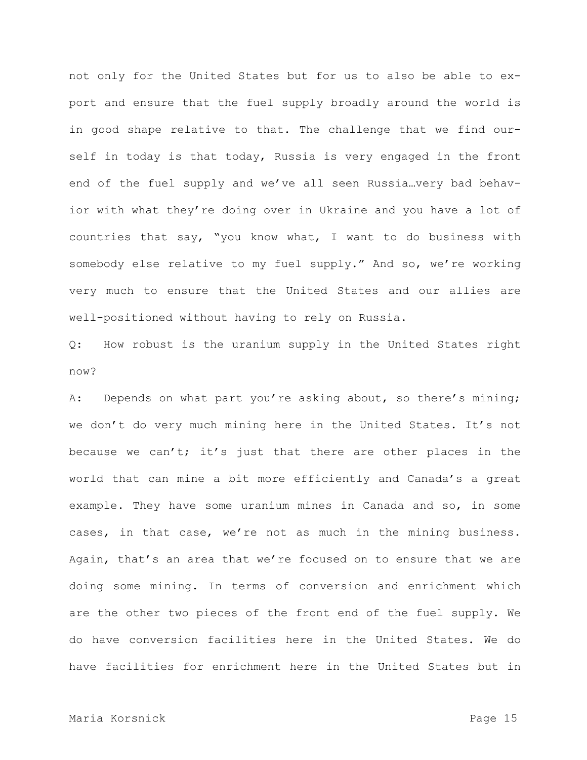not only for the United States but for us to also be able to export and ensure that the fuel supply broadly around the world is in good shape relative to that. The challenge that we find ourself in today is that today, Russia is very engaged in the front end of the fuel supply and we've all seen Russia…very bad behavior with what they're doing over in Ukraine and you have a lot of countries that say, "you know what, I want to do business with somebody else relative to my fuel supply." And so, we're working very much to ensure that the United States and our allies are well-positioned without having to rely on Russia.

Q: How robust is the uranium supply in the United States right now?

A: Depends on what part you're asking about, so there's mining; we don't do very much mining here in the United States. It's not because we can't; it's just that there are other places in the world that can mine a bit more efficiently and Canada's a great example. They have some uranium mines in Canada and so, in some cases, in that case, we're not as much in the mining business. Again, that's an area that we're focused on to ensure that we are doing some mining. In terms of conversion and enrichment which are the other two pieces of the front end of the fuel supply. We do have conversion facilities here in the United States. We do have facilities for enrichment here in the United States but in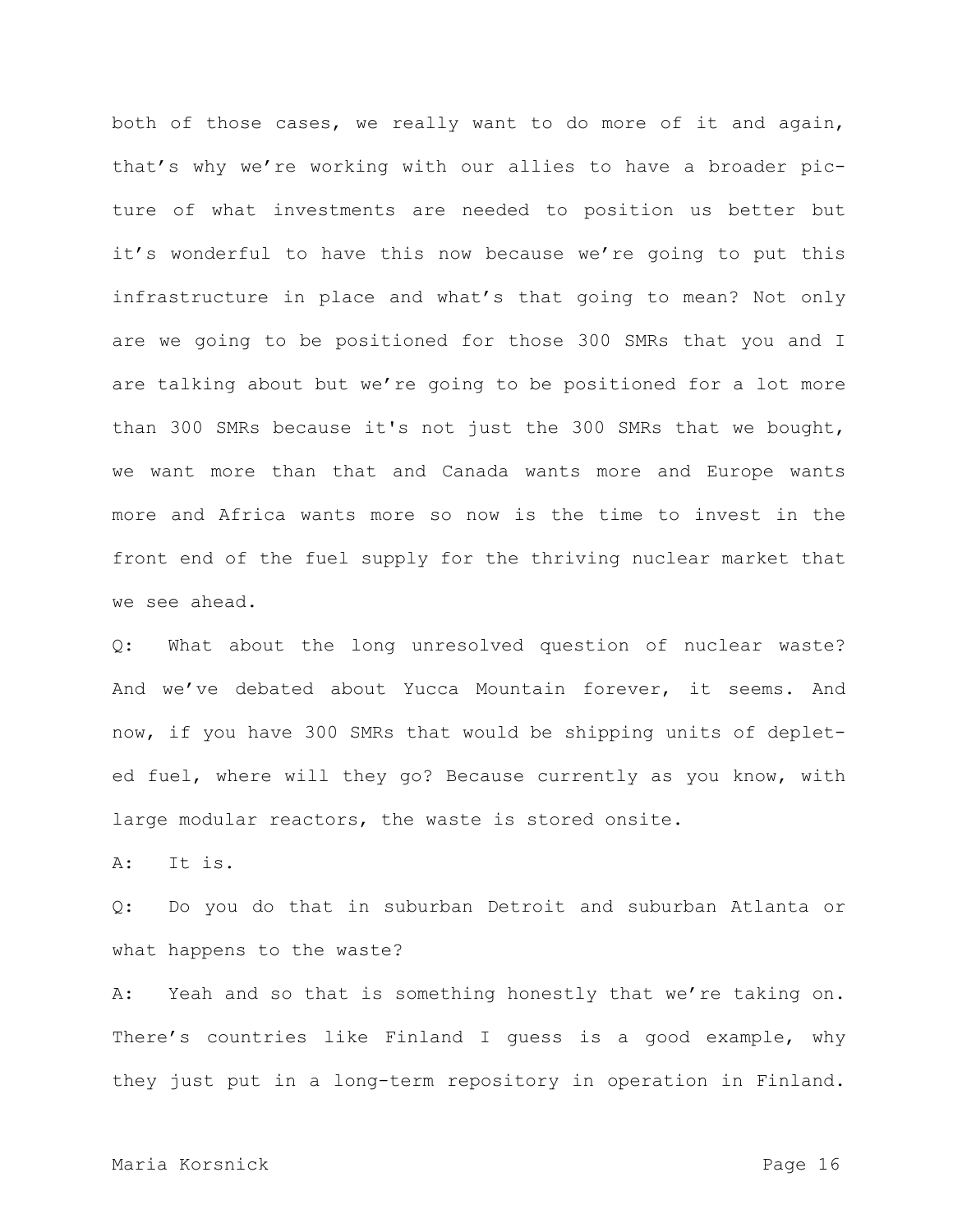both of those cases, we really want to do more of it and again, that's why we're working with our allies to have a broader picture of what investments are needed to position us better but it's wonderful to have this now because we're going to put this infrastructure in place and what's that going to mean? Not only are we going to be positioned for those 300 SMRs that you and I are talking about but we're going to be positioned for a lot more than 300 SMRs because it's not just the 300 SMRs that we bought, we want more than that and Canada wants more and Europe wants more and Africa wants more so now is the time to invest in the front end of the fuel supply for the thriving nuclear market that we see ahead.

Q: What about the long unresolved question of nuclear waste? And we've debated about Yucca Mountain forever, it seems. And now, if you have 300 SMRs that would be shipping units of depleted fuel, where will they go? Because currently as you know, with large modular reactors, the waste is stored onsite.

A: It is.

Q: Do you do that in suburban Detroit and suburban Atlanta or what happens to the waste?

A: Yeah and so that is something honestly that we're taking on. There's countries like Finland I guess is a good example, why they just put in a long-term repository in operation in Finland.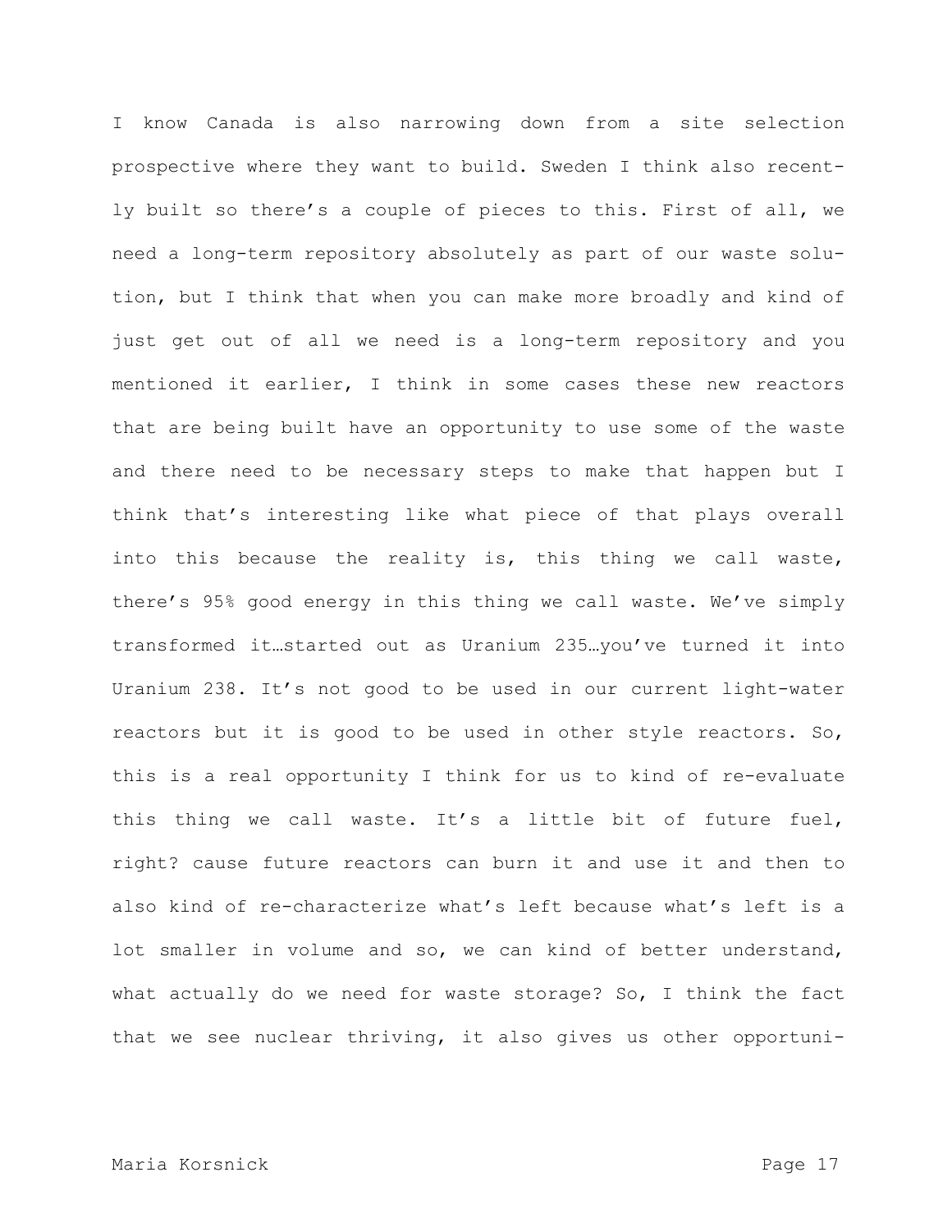I know Canada is also narrowing down from a site selection prospective where they want to build. Sweden I think also recently built so there's a couple of pieces to this. First of all, we need a long-term repository absolutely as part of our waste solution, but I think that when you can make more broadly and kind of just get out of all we need is a long-term repository and you mentioned it earlier, I think in some cases these new reactors that are being built have an opportunity to use some of the waste and there need to be necessary steps to make that happen but I think that's interesting like what piece of that plays overall into this because the reality is, this thing we call waste, there's 95% good energy in this thing we call waste. We've simply transformed it…started out as Uranium 235…you've turned it into Uranium 238. It's not good to be used in our current light-water reactors but it is good to be used in other style reactors. So, this is a real opportunity I think for us to kind of re-evaluate this thing we call waste. It's a little bit of future fuel, right? cause future reactors can burn it and use it and then to also kind of re-characterize what's left because what's left is a lot smaller in volume and so, we can kind of better understand, what actually do we need for waste storage? So, I think the fact that we see nuclear thriving, it also gives us other opportuni-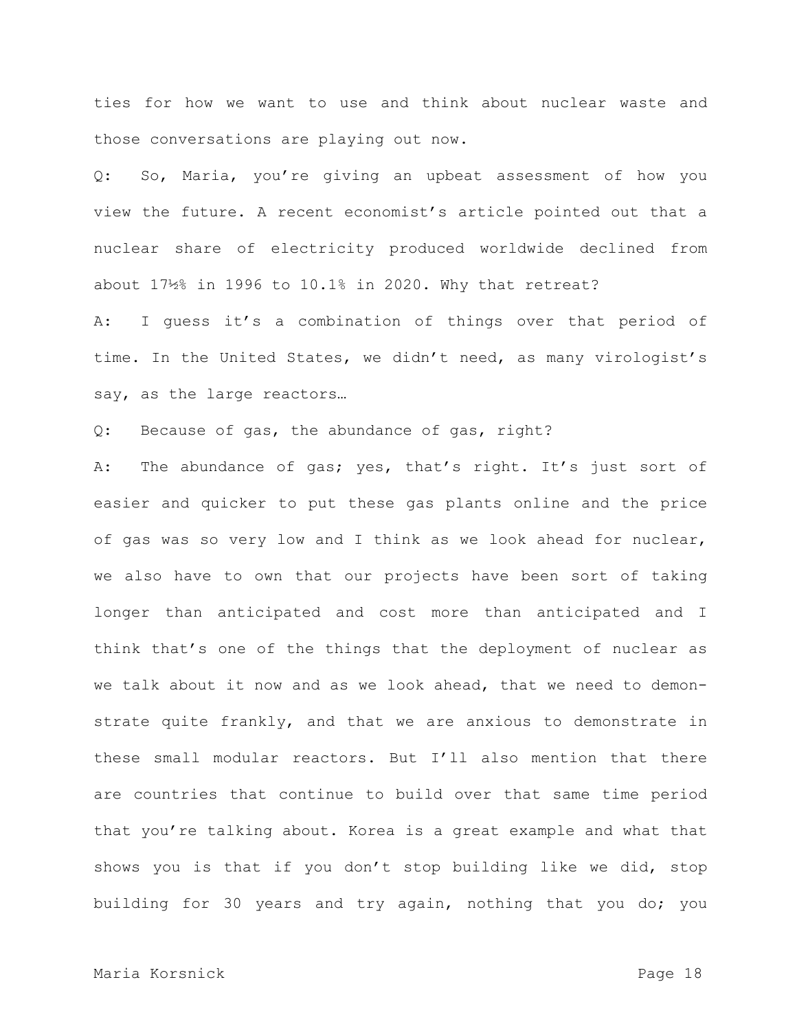ties for how we want to use and think about nuclear waste and those conversations are playing out now.

Q: So, Maria, you're giving an upbeat assessment of how you view the future. A recent economist's article pointed out that a nuclear share of electricity produced worldwide declined from about 17½% in 1996 to 10.1% in 2020. Why that retreat?

A: I guess it's a combination of things over that period of time. In the United States, we didn't need, as many virologist's say, as the large reactors…

Q: Because of gas, the abundance of gas, right?

A: The abundance of gas; yes, that's right. It's just sort of easier and quicker to put these gas plants online and the price of gas was so very low and I think as we look ahead for nuclear, we also have to own that our projects have been sort of taking longer than anticipated and cost more than anticipated and I think that's one of the things that the deployment of nuclear as we talk about it now and as we look ahead, that we need to demonstrate quite frankly, and that we are anxious to demonstrate in these small modular reactors. But I'll also mention that there are countries that continue to build over that same time period that you're talking about. Korea is a great example and what that shows you is that if you don't stop building like we did, stop building for 30 years and try again, nothing that you do; you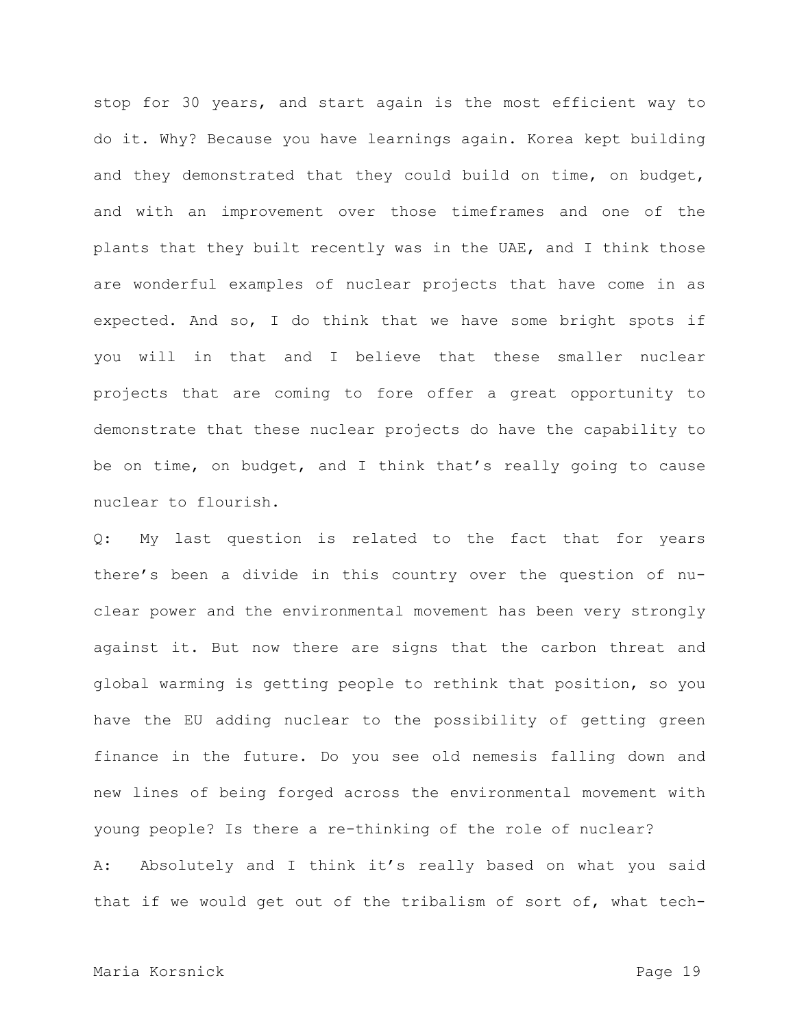stop for 30 years, and start again is the most efficient way to do it. Why? Because you have learnings again. Korea kept building and they demonstrated that they could build on time, on budget, and with an improvement over those timeframes and one of the plants that they built recently was in the UAE, and I think those are wonderful examples of nuclear projects that have come in as expected. And so, I do think that we have some bright spots if you will in that and I believe that these smaller nuclear projects that are coming to fore offer a great opportunity to demonstrate that these nuclear projects do have the capability to be on time, on budget, and I think that's really going to cause nuclear to flourish.

Q: My last question is related to the fact that for years there's been a divide in this country over the question of nuclear power and the environmental movement has been very strongly against it. But now there are signs that the carbon threat and global warming is getting people to rethink that position, so you have the EU adding nuclear to the possibility of getting green finance in the future. Do you see old nemesis falling down and new lines of being forged across the environmental movement with young people? Is there a re-thinking of the role of nuclear?

A: Absolutely and I think it's really based on what you said that if we would get out of the tribalism of sort of, what tech-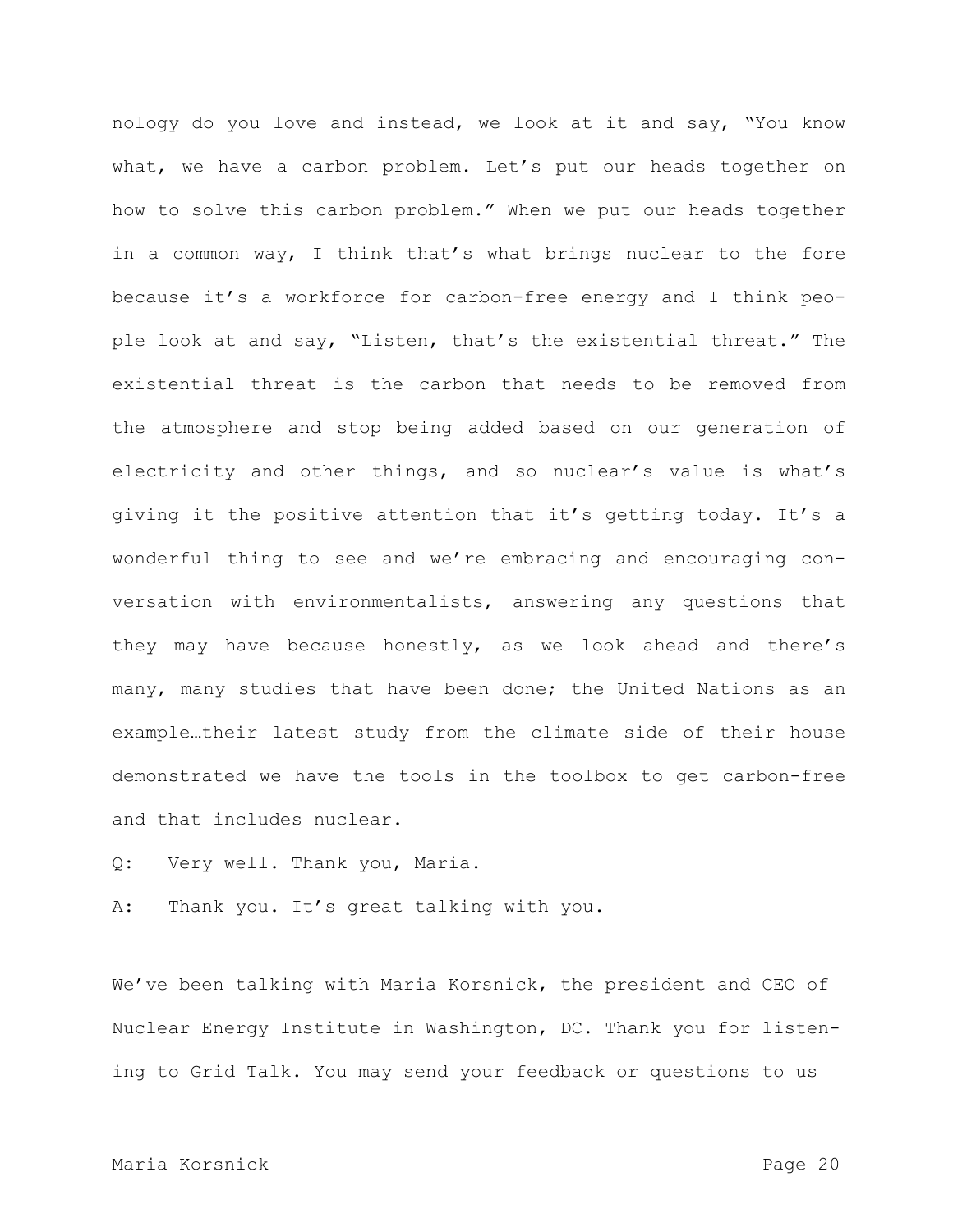nology do you love and instead, we look at it and say, "You know what, we have a carbon problem. Let's put our heads together on how to solve this carbon problem." When we put our heads together in a common way, I think that's what brings nuclear to the fore because it's a workforce for carbon-free energy and I think people look at and say, "Listen, that's the existential threat." The existential threat is the carbon that needs to be removed from the atmosphere and stop being added based on our generation of electricity and other things, and so nuclear's value is what's giving it the positive attention that it's getting today. It's a wonderful thing to see and we're embracing and encouraging conversation with environmentalists, answering any questions that they may have because honestly, as we look ahead and there's many, many studies that have been done; the United Nations as an example…their latest study from the climate side of their house demonstrated we have the tools in the toolbox to get carbon-free and that includes nuclear.

Q: Very well. Thank you, Maria.

A: Thank you. It's great talking with you.

We've been talking with Maria Korsnick, the president and CEO of Nuclear Energy Institute in Washington, DC. Thank you for listening to Grid Talk. You may send your feedback or questions to us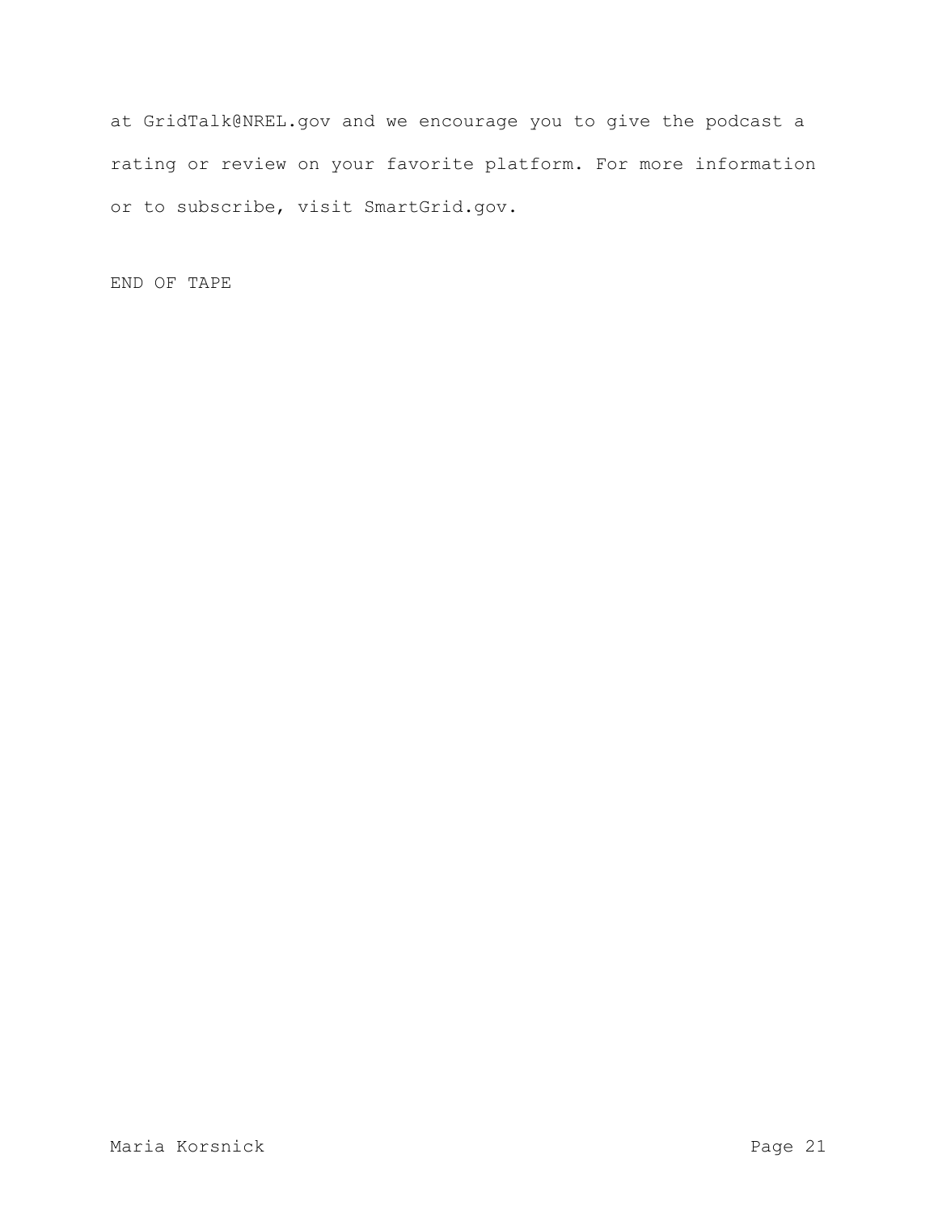at GridTalk@NREL.gov and we encourage you to give the podcast a rating or review on your favorite platform. For more information or to subscribe, visit SmartGrid.gov.

END OF TAPE